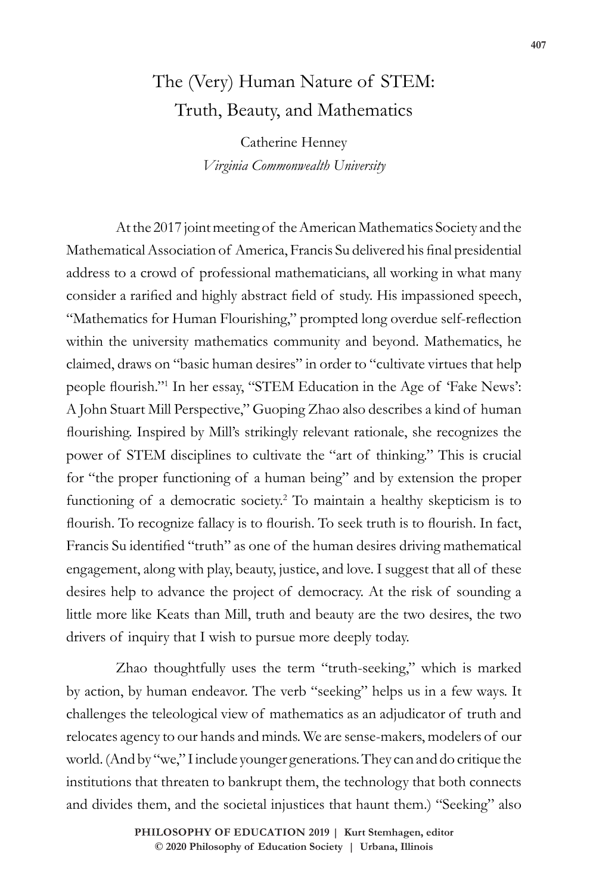# The (Very) Human Nature of STEM: Truth, Beauty, and Mathematics

Catherine Henney
*Virginia Commonwealth University*

At the 2017 joint meeting of the American Mathematics Society and the Mathematical Association of America, Francis Su delivered his final presidential address to a crowd of professional mathematicians, all working in what many consider a rarified and highly abstract field of study. His impassioned speech, "Mathematics for Human Flourishing," prompted long overdue self-reflection within the university mathematics community and beyond. Mathematics, he claimed, draws on "basic human desires" in order to "cultivate virtues that help people flourish."[1] In her essay, "STEM Education in the Age of 'Fake News': A John Stuart Mill Perspective," Guoping Zhao also describes a kind of human flourishing. Inspired by Mill's strikingly relevant rationale, she recognizes the power of STEM disciplines to cultivate the "art of thinking." This is crucial for "the proper functioning of a human being" and by extension the proper functioning of a democratic society.[2] To maintain a healthy skepticism is to flourish. To recognize fallacy is to flourish. To seek truth is to flourish. In fact, Francis Su identified "truth" as one of the human desires driving mathematical engagement, along with play, beauty, justice, and love. I suggest that all of these desires help to advance the project of democracy. At the risk of sounding a little more like Keats than Mill, truth and beauty are the two desires, the two drivers of inquiry that I wish to pursue more deeply today.

Zhao thoughtfully uses the term "truth-seeking," which is marked by action, by human endeavor. The verb "seeking" helps us in a few ways. It challenges the teleological view of mathematics as an adjudicator of truth and relocates agency to our hands and minds. We are sense-makers, modelers of our world. (And by "we," I include younger generations. They can and do critique the institutions that threaten to bankrupt them, the technology that both connects and divides them, and the societal injustices that haunt them.) "Seeking" also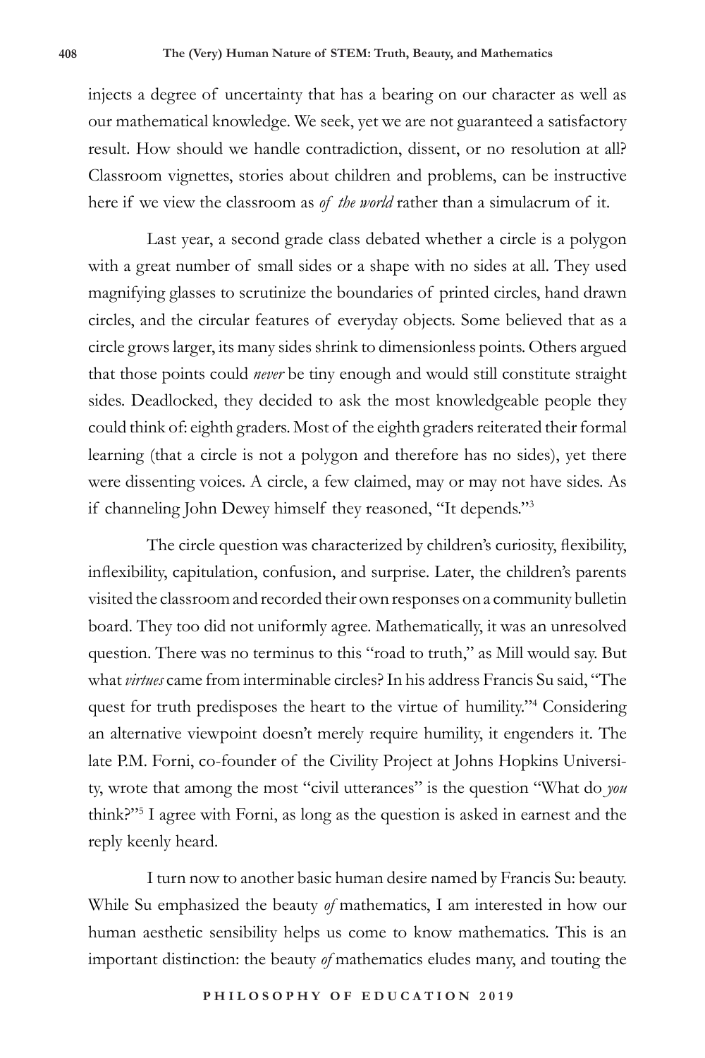injects a degree of uncertainty that has a bearing on our character as well as our mathematical knowledge. We seek, yet we are not guaranteed a satisfactory result. How should we handle contradiction, dissent, or no resolution at all? Classroom vignettes, stories about children and problems, can be instructive here if we view the classroom as *of the world* rather than a simulacrum of it.

Last year, a second grade class debated whether a circle is a polygon with a great number of small sides or a shape with no sides at all. They used magnifying glasses to scrutinize the boundaries of printed circles, hand drawn circles, and the circular features of everyday objects. Some believed that as a circle grows larger, its many sides shrink to dimensionless points. Others argued that those points could *never* be tiny enough and would still constitute straight sides. Deadlocked, they decided to ask the most knowledgeable people they could think of: eighth graders. Most of the eighth graders reiterated their formal learning (that a circle is not a polygon and therefore has no sides), yet there were dissenting voices. A circle, a few claimed, may or may not have sides. As if channeling John Dewey himself they reasoned, "It depends."[3]

The circle question was characterized by children's curiosity, flexibility, inflexibility, capitulation, confusion, and surprise. Later, the children's parents visited the classroom and recorded their own responses on a community bulletin board. They too did not uniformly agree. Mathematically, it was an unresolved question. There was no terminus to this "road to truth," as Mill would say. But what *virtues* came from interminable circles? In his address Francis Su said, "The quest for truth predisposes the heart to the virtue of humility."[4] Considering an alternative viewpoint doesn't merely require humility, it engenders it. The late P.M. Forni, co-founder of the Civility Project at Johns Hopkins University, wrote that among the most "civil utterances" is the question "What do *you* think?"[5] I agree with Forni, as long as the question is asked in earnest and the reply keenly heard.

I turn now to another basic human desire named by Francis Su: beauty. While Su emphasized the beauty *of* mathematics, I am interested in how our human aesthetic sensibility helps us come to know mathematics. This is an important distinction: the beauty *of* mathematics eludes many, and touting the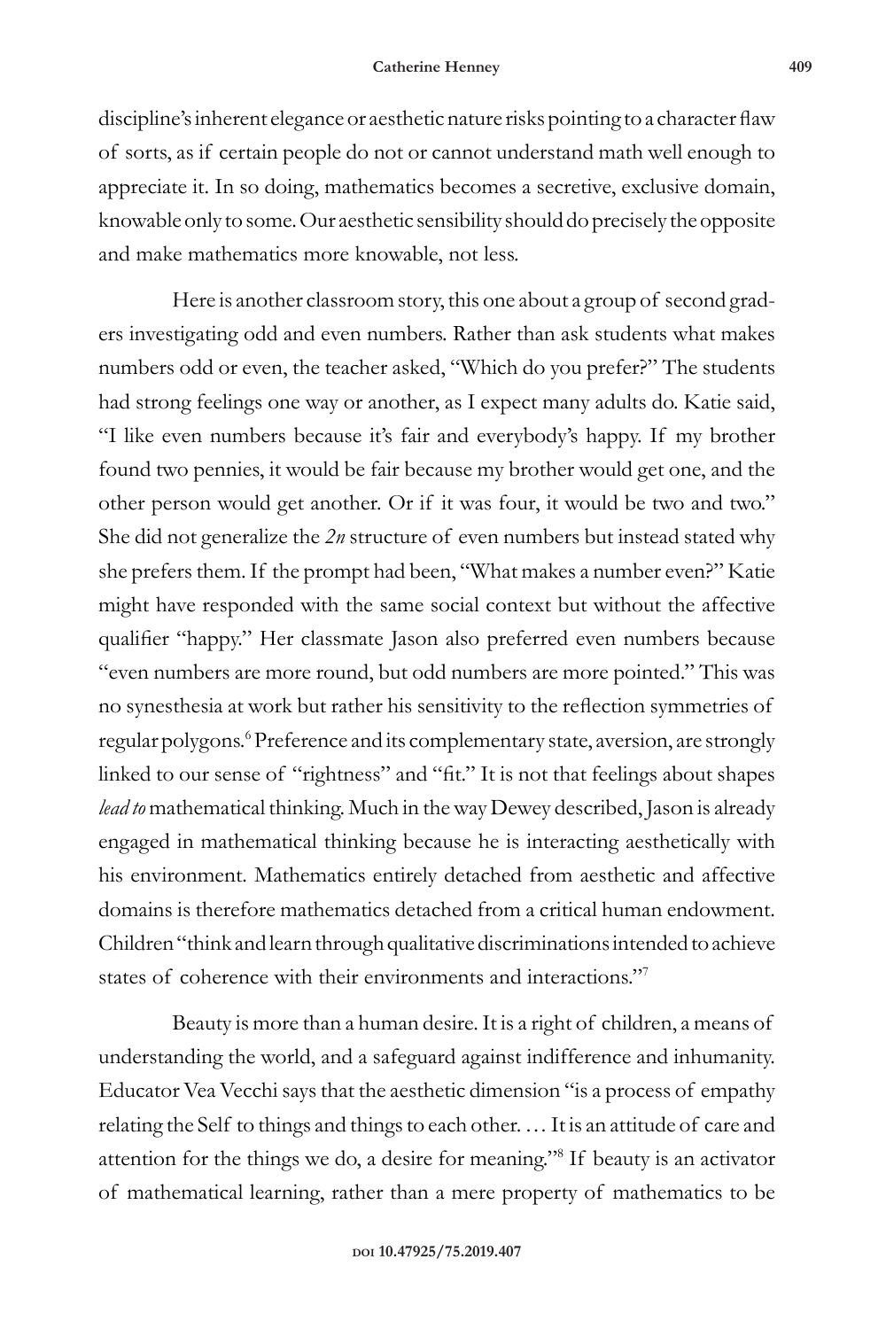discipline's inherent elegance or aesthetic nature risks pointing to a character flaw of sorts, as if certain people do not or cannot understand math well enough to appreciate it. In so doing, mathematics becomes a secretive, exclusive domain, knowable only to some. Our aesthetic sensibility should do precisely the opposite and make mathematics more knowable, not less.

Here is another classroom story, this one about a group of second graders investigating odd and even numbers. Rather than ask students what makes numbers odd or even, the teacher asked, "Which do you prefer?" The students had strong feelings one way or another, as I expect many adults do. Katie said, "I like even numbers because it's fair and everybody's happy. If my brother found two pennies, it would be fair because my brother would get one, and the other person would get another. Or if it was four, it would be two and two." She did not generalize the *2n* structure of even numbers but instead stated why she prefers them. If the prompt had been, "What makes a number even?" Katie might have responded with the same social context but without the affective qualifier "happy." Her classmate Jason also preferred even numbers because "even numbers are more round, but odd numbers are more pointed." This was no synesthesia at work but rather his sensitivity to the reflection symmetries of regular polygons.[6] Preference and its complementary state, aversion, are strongly linked to our sense of "rightness" and "fit." It is not that feelings about shapes *lead to* mathematical thinking. Much in the way Dewey described, Jason is already engaged in mathematical thinking because he is interacting aesthetically with his environment. Mathematics entirely detached from aesthetic and affective domains is therefore mathematics detached from a critical human endowment. Children "think and learn through qualitative discriminations intended to achieve states of coherence with their environments and interactions."[7]

Beauty is more than a human desire. It is a right of children, a means of understanding the world, and a safeguard against indifference and inhumanity. Educator Vea Vecchi says that the aesthetic dimension "is a process of empathy relating the Self to things and things to each other. … It is an attitude of care and attention for the things we do, a desire for meaning."[8] If beauty is an activator of mathematical learning, rather than a mere property of mathematics to be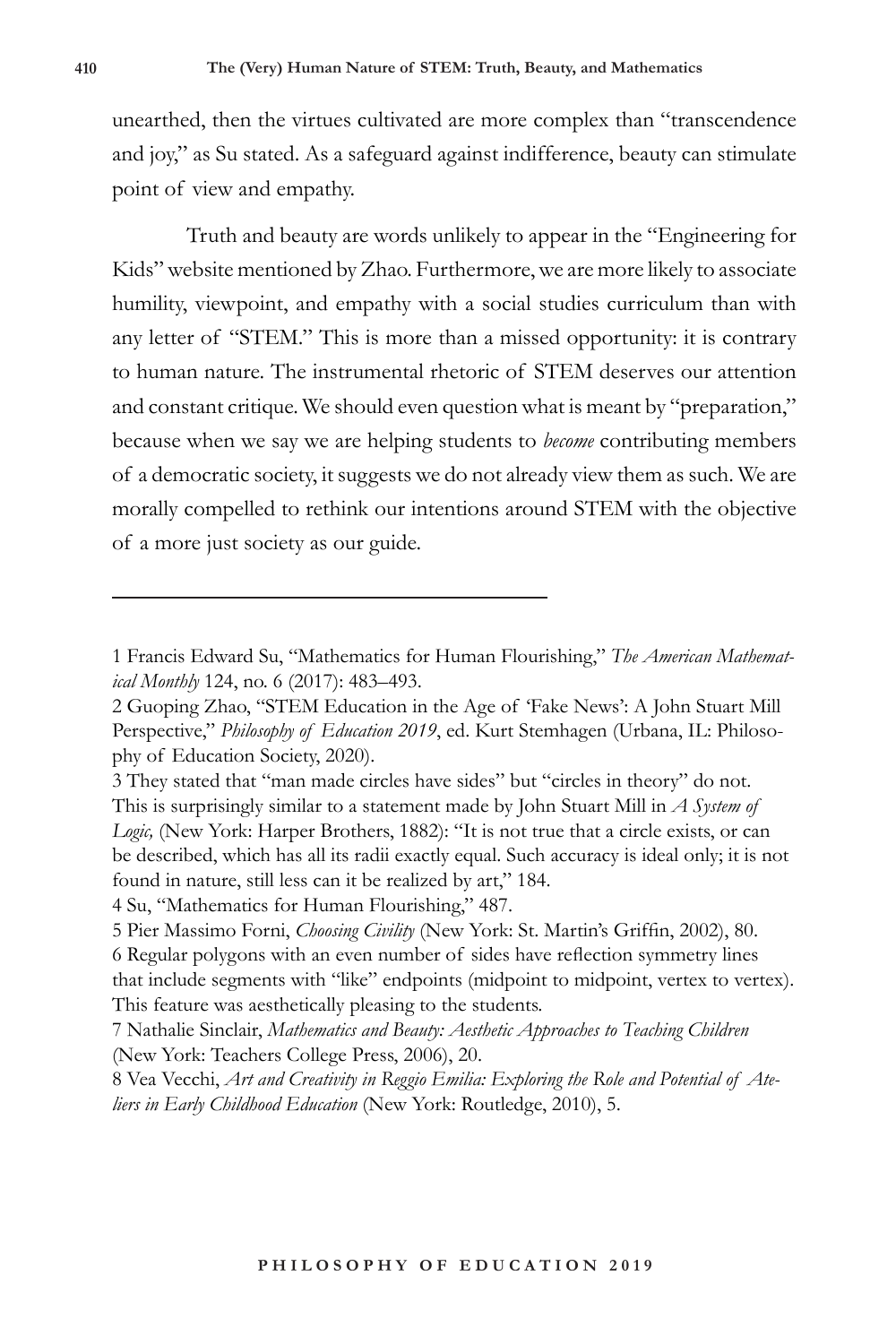unearthed, then the virtues cultivated are more complex than "transcendence and joy," as Su stated. As a safeguard against indifference, beauty can stimulate point of view and empathy.

Truth and beauty are words unlikely to appear in the "Engineering for Kids" website mentioned by Zhao. Furthermore, we are more likely to associate humility, viewpoint, and empathy with a social studies curriculum than with any letter of "STEM." This is more than a missed opportunity: it is contrary to human nature. The instrumental rhetoric of STEM deserves our attention and constant critique. We should even question what is meant by "preparation," because when we say we are helping students to *become* contributing members of a democratic society, it suggests we do not already view them as such. We are morally compelled to rethink our intentions around STEM with the objective of a more just society as our guide.

---

1 Francis Edward Su, "Mathematics for Human Flourishing," *The American Mathematical Monthly* 124, no. 6 (2017): 483–493.

2 Guoping Zhao, "STEM Education in the Age of 'Fake News': A John Stuart Mill Perspective," *Philosophy of Education 2019*, ed. Kurt Stemhagen (Urbana, IL: Philosophy of Education Society, 2020).

3 They stated that "man made circles have sides" but "circles in theory" do not. This is surprisingly similar to a statement made by John Stuart Mill in *A System of Logic,* (New York: Harper Brothers, 1882): "It is not true that a circle exists, or can be described, which has all its radii exactly equal. Such accuracy is ideal only; it is not found in nature, still less can it be realized by art," 184.

4 Su, "Mathematics for Human Flourishing," 487.

5 Pier Massimo Forni, *Choosing Civility* (New York: St. Martin's Griffin, 2002), 80.

6 Regular polygons with an even number of sides have reflection symmetry lines that include segments with "like" endpoints (midpoint to midpoint, vertex to vertex). This feature was aesthetically pleasing to the students.

7 Nathalie Sinclair, *Mathematics and Beauty: Aesthetic Approaches to Teaching Children* (New York: Teachers College Press, 2006), 20.

8 Vea Vecchi, *Art and Creativity in Reggio Emilia: Exploring the Role and Potential of Ateliers in Early Childhood Education* (New York: Routledge, 2010), 5.